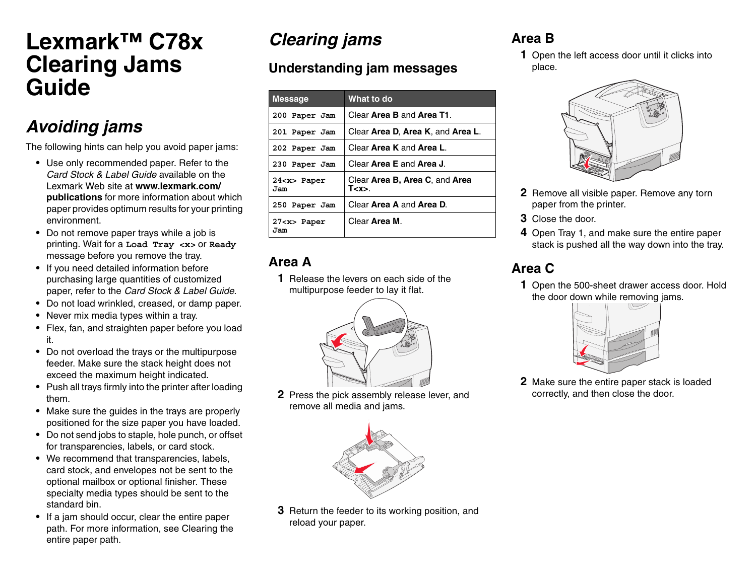# Lexmark™ C78x Clearing Jams Guide

## *Avoiding jams*

The following hints can help you avoid paper jams:

- Use only recommended paper. Refer to the *Card Stock & Label Guide* available on the Lexmark Web site at **www.lexmark.com/publications** for more information about which paper provides optimum results for your printing environment.
- Do not remove paper trays while a job is printing. Wait for a **`Load Tray <x>`** or **`Ready`** message before you remove the tray.
- If you need detailed information before purchasing large quantities of customized paper, refer to the *Card Stock & Label Guide*.
- Do not load wrinkled, creased, or damp paper.
- Never mix media types within a tray.
- Flex, fan, and straighten paper before you load it.
- Do not overload the trays or the multipurpose feeder. Make sure the stack height does not exceed the maximum height indicated.
- Push all trays firmly into the printer after loading them.
- Make sure the guides in the trays are properly positioned for the size paper you have loaded.
- Do not send jobs to staple, hole punch, or offset for transparencies, labels, or card stock.
- We recommend that transparencies, labels, card stock, and envelopes not be sent to the optional mailbox or optional finisher. These specialty media types should be sent to the standard bin.
- If a jam should occur, clear the entire paper path. For more information, see Clearing the entire paper path.

## *Clearing jams*

### Understanding jam messages

| Message | What to do |
|---|---|
| `200 Paper Jam` | Clear **Area B** and **Area T1**. |
| `201 Paper Jam` | Clear **Area D**, **Area K**, and **Area L**. |
| `202 Paper Jam` | Clear **Area K** and **Area L**. |
| `230 Paper Jam` | Clear **Area E** and **Area J**. |
| `24<x> Paper Jam` | Clear **Area B, Area C**, and **Area T<x>**. |
| `250 Paper Jam` | Clear **Area A** and **Area D**. |
| `27<x> Paper Jam` | Clear **Area M**. |

## Area A

1. Release the levers on each side of the multipurpose feeder to lay it flat.
2. Press the pick assembly release lever, and remove all media and jams.
3. Return the feeder to its working position, and reload your paper.

## Area B

1. Open the left access door until it clicks into place.
2. Remove all visible paper. Remove any torn paper from the printer.
3. Close the door.
4. Open Tray 1, and make sure the entire paper stack is pushed all the way down into the tray.

## Area C

1. Open the 500-sheet drawer access door. Hold the door down while removing jams.
2. Make sure the entire paper stack is loaded correctly, and then close the door.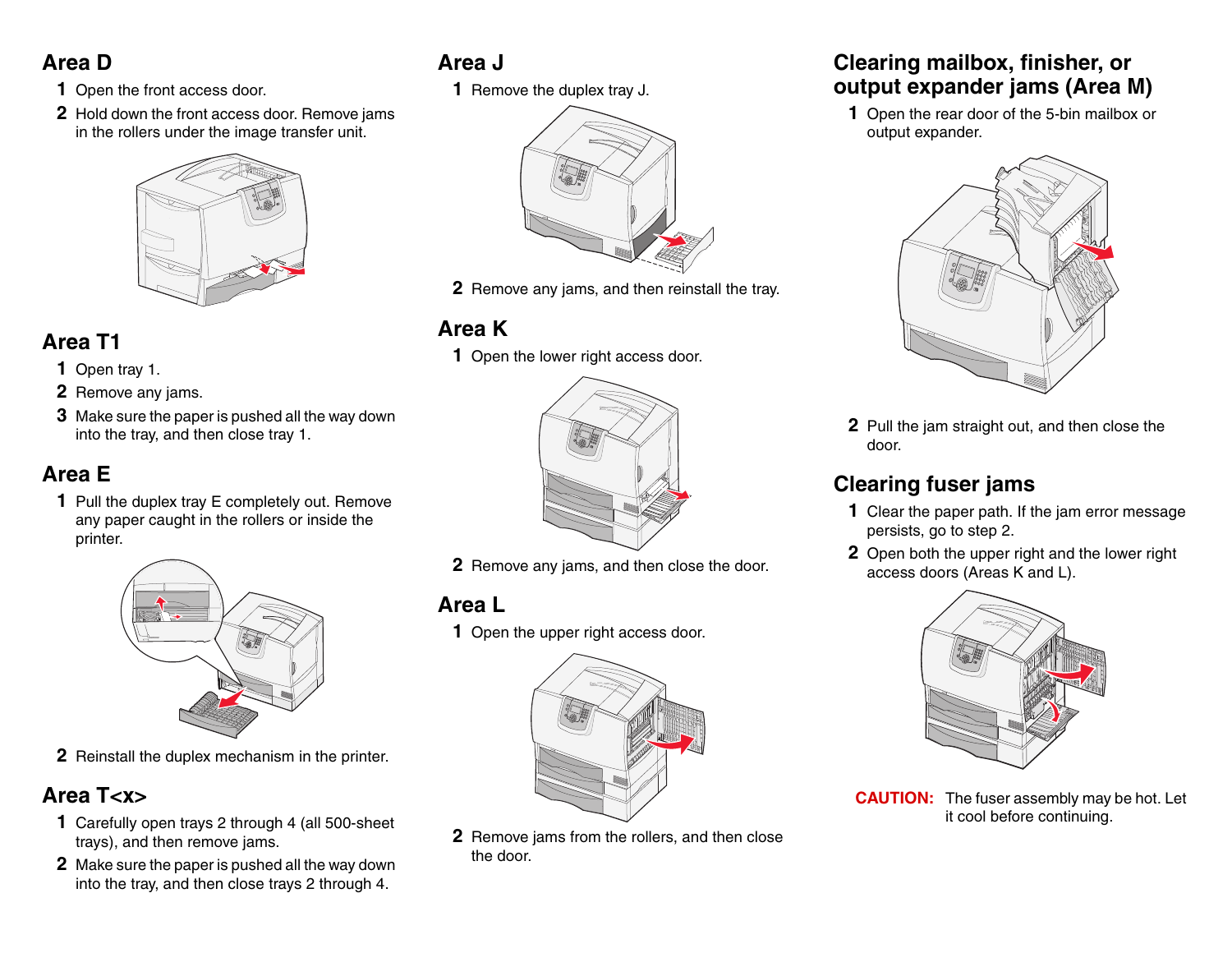## Area D

1. Open the front access door.
2. Hold down the front access door. Remove jams in the rollers under the image transfer unit.

## Area T1

1. Open tray 1.
2. Remove any jams.
3. Make sure the paper is pushed all the way down into the tray, and then close tray 1.

## Area E

1. Pull the duplex tray E completely out. Remove any paper caught in the rollers or inside the printer.
2. Reinstall the duplex mechanism in the printer.

## Area T<x>

1. Carefully open trays 2 through 4 (all 500-sheet trays), and then remove jams.
2. Make sure the paper is pushed all the way down into the tray, and then close trays 2 through 4.

## Area J

1. Remove the duplex tray J.
2. Remove any jams, and then reinstall the tray.

## Area K

1. Open the lower right access door.
2. Remove any jams, and then close the door.

## Area L

1. Open the upper right access door.
2. Remove jams from the rollers, and then close the door.

## Clearing mailbox, finisher, or output expander jams (Area M)

1. Open the rear door of the 5-bin mailbox or output expander.
2. Pull the jam straight out, and then close the door.

## Clearing fuser jams

1. Clear the paper path. If the jam error message persists, go to step 2.
2. Open both the upper right and the lower right access doors (Areas K and L).

**CAUTION:** The fuser assembly may be hot. Let it cool before continuing.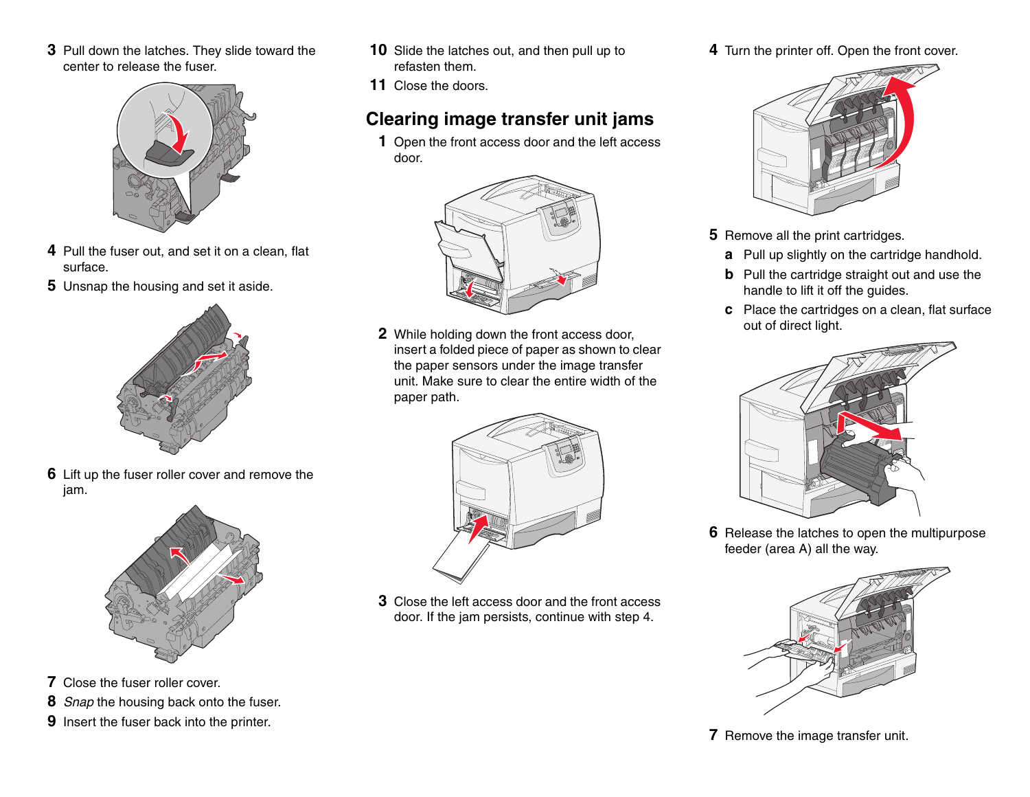3 Pull down the latches. They slide toward the center to release the fuser.

4 Pull the fuser out, and set it on a clean, flat surface.

5 Unsnap the housing and set it aside.

6 Lift up the fuser roller cover and remove the jam.

7 Close the fuser roller cover.

8 *Snap* the housing back onto the fuser.

9 Insert the fuser back into the printer.

10 Slide the latches out, and then pull up to refasten them.

11 Close the doors.

## Clearing image transfer unit jams

1 Open the front access door and the left access door.

2 While holding down the front access door, insert a folded piece of paper as shown to clear the paper sensors under the image transfer unit. Make sure to clear the entire width of the paper path.

3 Close the left access door and the front access door. If the jam persists, continue with step 4.

4 Turn the printer off. Open the front cover.

5 Remove all the print cartridges.

   a Pull up slightly on the cartridge handhold.

   b Pull the cartridge straight out and use the handle to lift it off the guides.

   c Place the cartridges on a clean, flat surface out of direct light.

6 Release the latches to open the multipurpose feeder (area A) all the way.

7 Remove the image transfer unit.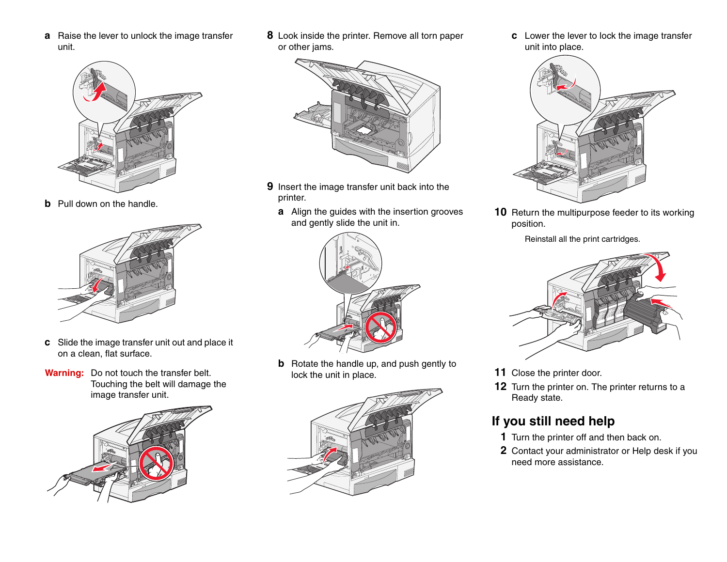a Raise the lever to unlock the image transfer unit.

b Pull down on the handle.

c Slide the image transfer unit out and place it on a clean, flat surface.

**Warning:** Do not touch the transfer belt. Touching the belt will damage the image transfer unit.

8 Look inside the printer. Remove all torn paper or other jams.

9 Insert the image transfer unit back into the printer.

a Align the guides with the insertion grooves and gently slide the unit in.

b Rotate the handle up, and push gently to lock the unit in place.

c Lower the lever to lock the image transfer unit into place.

10 Return the multipurpose feeder to its working position.

Reinstall all the print cartridges.

11 Close the printer door.

12 Turn the printer on. The printer returns to a Ready state.

## If you still need help

1 Turn the printer off and then back on.

2 Contact your administrator or Help desk if you need more assistance.